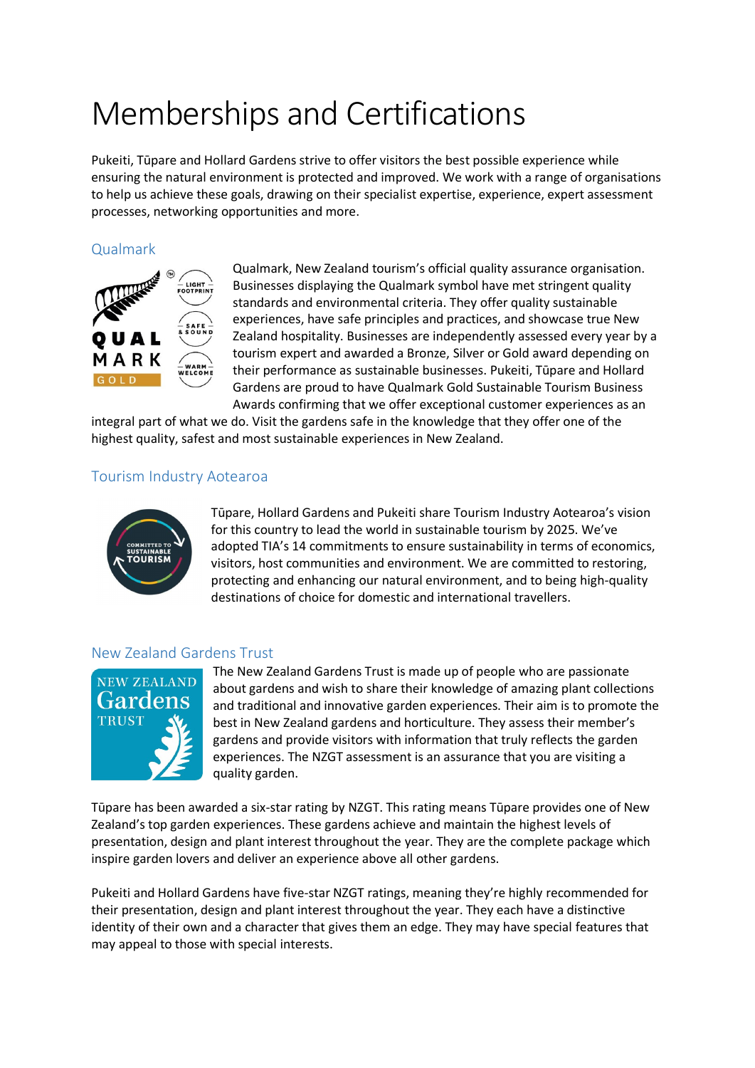# Memberships and Certifications

Pukeiti, Tūpare and Hollard Gardens strive to offer visitors the best possible experience while ensuring the natural environment is protected and improved. We work with a range of organisations to help us achieve these goals, drawing on their specialist expertise, experience, expert assessment processes, networking opportunities and more.

## Qualmark

Qualmark, New Zealand tourism's official quality assurance organisation. Businesses displaying the Qualmark symbol have met stringent quality standards and environmental criteria. They offer quality sustainable experiences, have safe principles and practices, and showcase true New Zealand hospitality. Businesses are independently assessed every year by a tourism expert and awarded a Bronze, Silver or Gold award depending on their performance as sustainable businesses. Pukeiti, Tūpare and Hollard Gardens are proud to have Qualmark Gold Sustainable Tourism Business Awards confirming that we offer exceptional customer experiences as an integral part of what we do. Visit the gardens safe in the knowledge that they offer one of the highest quality, safest and most sustainable experiences in New Zealand.

## Tourism Industry Aotearoa

Tūpare, Hollard Gardens and Pukeiti share Tourism Industry Aotearoa's vision for this country to lead the world in sustainable tourism by 2025. We've adopted TIA's 14 commitments to ensure sustainability in terms of economics, visitors, host communities and environment. We are committed to restoring, protecting and enhancing our natural environment, and to being high-quality destinations of choice for domestic and international travellers.

## New Zealand Gardens Trust

The New Zealand Gardens Trust is made up of people who are passionate about gardens and wish to share their knowledge of amazing plant collections and traditional and innovative garden experiences. Their aim is to promote the best in New Zealand gardens and horticulture. They assess their member's gardens and provide visitors with information that truly reflects the garden experiences. The NZGT assessment is an assurance that you are visiting a quality garden.

Tūpare has been awarded a six-star rating by NZGT. This rating means Tūpare provides one of New Zealand's top garden experiences. These gardens achieve and maintain the highest levels of presentation, design and plant interest throughout the year. They are the complete package which inspire garden lovers and deliver an experience above all other gardens.

Pukeiti and Hollard Gardens have five-star NZGT ratings, meaning they're highly recommended for their presentation, design and plant interest throughout the year. They each have a distinctive identity of their own and a character that gives them an edge. They may have special features that may appeal to those with special interests.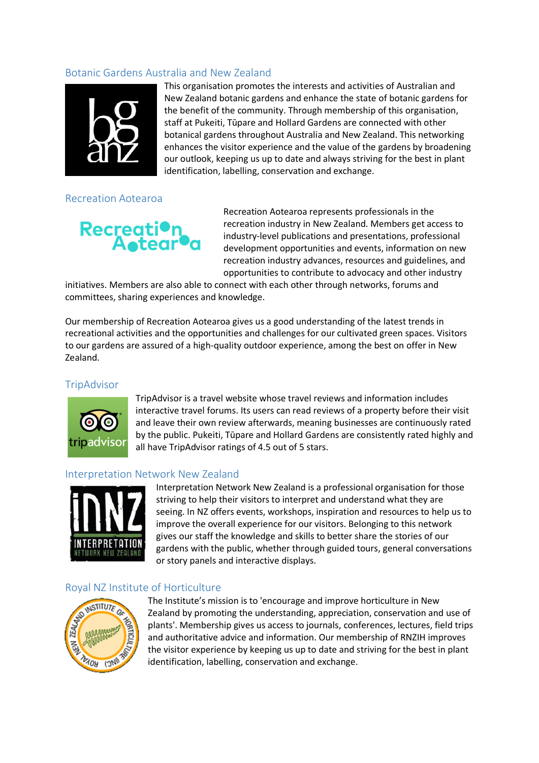## Botanic Gardens Australia and New Zealand

This organisation promotes the interests and activities of Australian and New Zealand botanic gardens and enhance the state of botanic gardens for the benefit of the community. Through membership of this organisation, staff at Pukeiti, Tūpare and Hollard Gardens are connected with other botanical gardens throughout Australia and New Zealand. This networking enhances the visitor experience and the value of the gardens by broadening our outlook, keeping us up to date and always striving for the best in plant identification, labelling, conservation and exchange.

## Recreation Aotearoa

Recreation Aotearoa represents professionals in the recreation industry in New Zealand. Members get access to industry-level publications and presentations, professional development opportunities and events, information on new recreation industry advances, resources and guidelines, and opportunities to contribute to advocacy and other industry initiatives. Members are also able to connect with each other through networks, forums and committees, sharing experiences and knowledge.

Our membership of Recreation Aotearoa gives us a good understanding of the latest trends in recreational activities and the opportunities and challenges for our cultivated green spaces. Visitors to our gardens are assured of a high-quality outdoor experience, among the best on offer in New Zealand.

## TripAdvisor

TripAdvisor is a travel website whose travel reviews and information includes interactive travel forums. Its users can read reviews of a property before their visit and leave their own review afterwards, meaning businesses are continuously rated by the public. Pukeiti, Tūpare and Hollard Gardens are consistently rated highly and all have TripAdvisor ratings of 4.5 out of 5 stars.

## Interpretation Network New Zealand

Interpretation Network New Zealand is a professional organisation for those striving to help their visitors to interpret and understand what they are seeing. In NZ offers events, workshops, inspiration and resources to help us to improve the overall experience for our visitors. Belonging to this network gives our staff the knowledge and skills to better share the stories of our gardens with the public, whether through guided tours, general conversations or story panels and interactive displays.

## Royal NZ Institute of Horticulture

The Institute's mission is to 'encourage and improve horticulture in New Zealand by promoting the understanding, appreciation, conservation and use of plants'. Membership gives us access to journals, conferences, lectures, field trips and authoritative advice and information. Our membership of RNZIH improves the visitor experience by keeping us up to date and striving for the best in plant identification, labelling, conservation and exchange.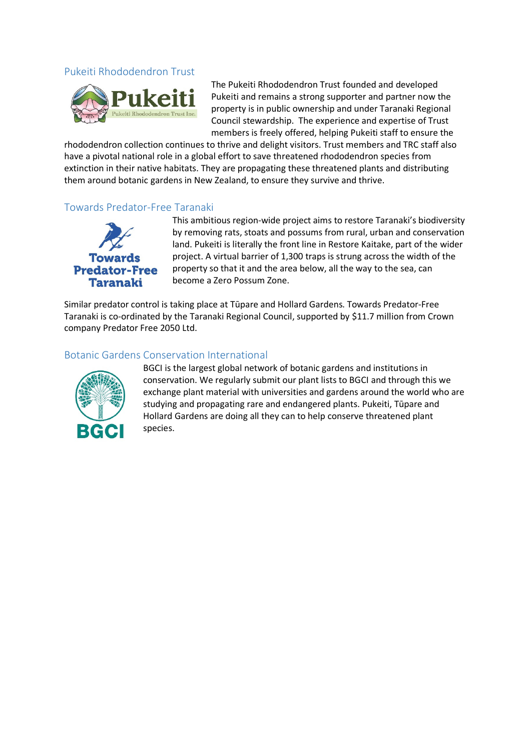## Pukeiti Rhododendron Trust

The Pukeiti Rhododendron Trust founded and developed Pukeiti and remains a strong supporter and partner now the property is in public ownership and under Taranaki Regional Council stewardship. The experience and expertise of Trust members is freely offered, helping Pukeiti staff to ensure the rhododendron collection continues to thrive and delight visitors. Trust members and TRC staff also have a pivotal national role in a global effort to save threatened rhododendron species from extinction in their native habitats. They are propagating these threatened plants and distributing them around botanic gardens in New Zealand, to ensure they survive and thrive.

## Towards Predator-Free Taranaki

This ambitious region-wide project aims to restore Taranaki's biodiversity by removing rats, stoats and possums from rural, urban and conservation land. Pukeiti is literally the front line in Restore Kaitake, part of the wider project. A virtual barrier of 1,300 traps is strung across the width of the property so that it and the area below, all the way to the sea, can become a Zero Possum Zone.

Similar predator control is taking place at Tūpare and Hollard Gardens. Towards Predator-Free Taranaki is co-ordinated by the Taranaki Regional Council, supported by $11.7 million from Crown company Predator Free 2050 Ltd.

## Botanic Gardens Conservation International

BGCI is the largest global network of botanic gardens and institutions in conservation. We regularly submit our plant lists to BGCI and through this we exchange plant material with universities and gardens around the world who are studying and propagating rare and endangered plants. Pukeiti, Tūpare and Hollard Gardens are doing all they can to help conserve threatened plant species.